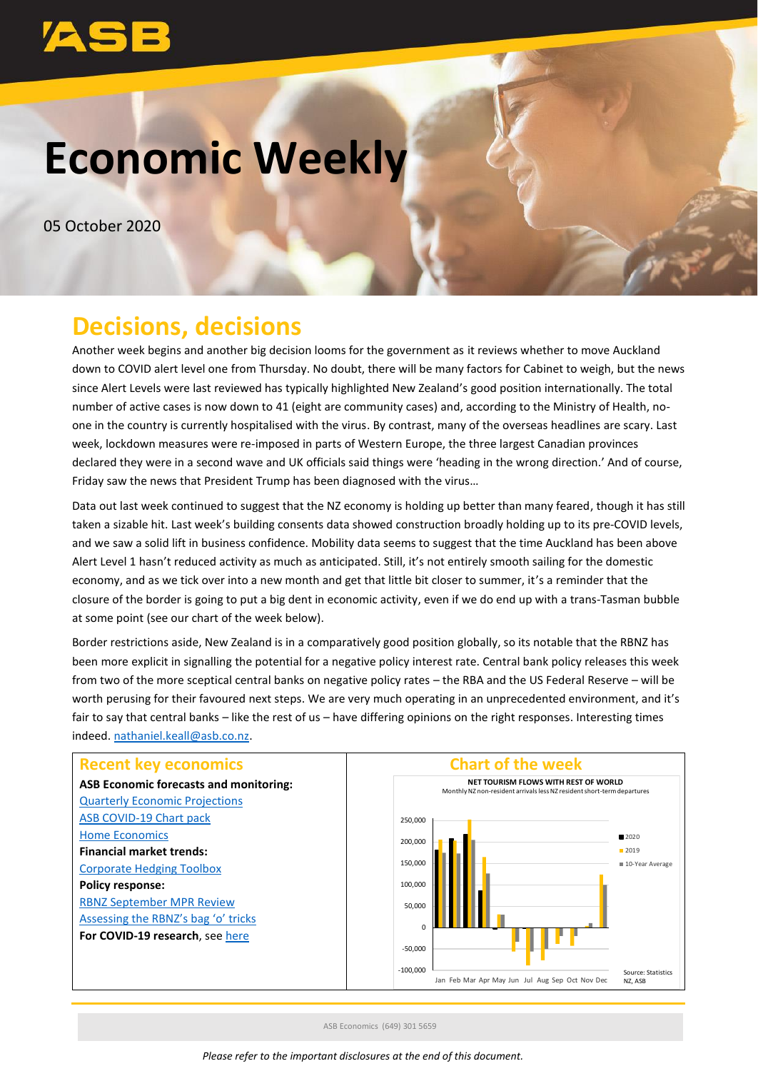# Economic Weekly

05 October 2020

## Decisions, decisions

Another week begins and another big decision looms for the government as it reviews whether to move Auckland down to COVID alert level one from Thursday. No doubt, there will be many factors for Cabinet to weigh, but the news since Alert Levels were last reviewed has typically highlighted New Zealand's good position internationally. The total number of active cases is now down to 41 (eight are community cases) and, according to the Ministry of Health, no-one in the country is currently hospitalised with the virus. By contrast, many of the overseas headlines are scary. Last week, lockdown measures were re-imposed in parts of Western Europe, the three largest Canadian provinces declared they were in a second wave and UK officials said things were 'heading in the wrong direction.' And of course, Friday saw the news that President Trump has been diagnosed with the virus…

Data out last week continued to suggest that the NZ economy is holding up better than many feared, though it has still taken a sizable hit. Last week's building consents data showed construction broadly holding up to its pre-COVID levels, and we saw a solid lift in business confidence. Mobility data seems to suggest that the time Auckland has been above Alert Level 1 hasn't reduced activity as much as anticipated. Still, it's not entirely smooth sailing for the domestic economy, and as we tick over into a new month and get that little bit closer to summer, it's a reminder that the closure of the border is going to put a big dent in economic activity, even if we do end up with a trans-Tasman bubble at some point (see our chart of the week below).

Border restrictions aside, New Zealand is in a comparatively good position globally, so its notable that the RBNZ has been more explicit in signalling the potential for a negative policy interest rate. Central bank policy releases this week from two of the more sceptical central banks on negative policy rates – the RBA and the US Federal Reserve – will be worth perusing for their favoured next steps. We are very much operating in an unprecedented environment, and it's fair to say that central banks – like the rest of us – have differing opinions on the right responses. Interesting times indeed. nathaniel.keall@asb.co.nz.

### Recent key economics

**ASB Economic forecasts and monitoring:**

Quarterly Economic Projections

ASB COVID-19 Chart pack

Home Economics

**Financial market trends:**

Corporate Hedging Toolbox

**Policy response:**

RBNZ September MPR Review

Assessing the RBNZ's bag 'o' tricks

**For COVID-19 research**, see here

### Chart of the week

**NET TOURISM FLOWS WITH REST OF WORLD**

Monthly NZ non-resident arrivals less NZ resident short-term departures

(Bar chart: 2020, 2019, 10-Year Average; Jan–Dec; y-axis -100,000 to 250,000)

Source: Statistics NZ, ASB

ASB Economics (649) 301 5659

*Please refer to the important disclosures at the end of this document.*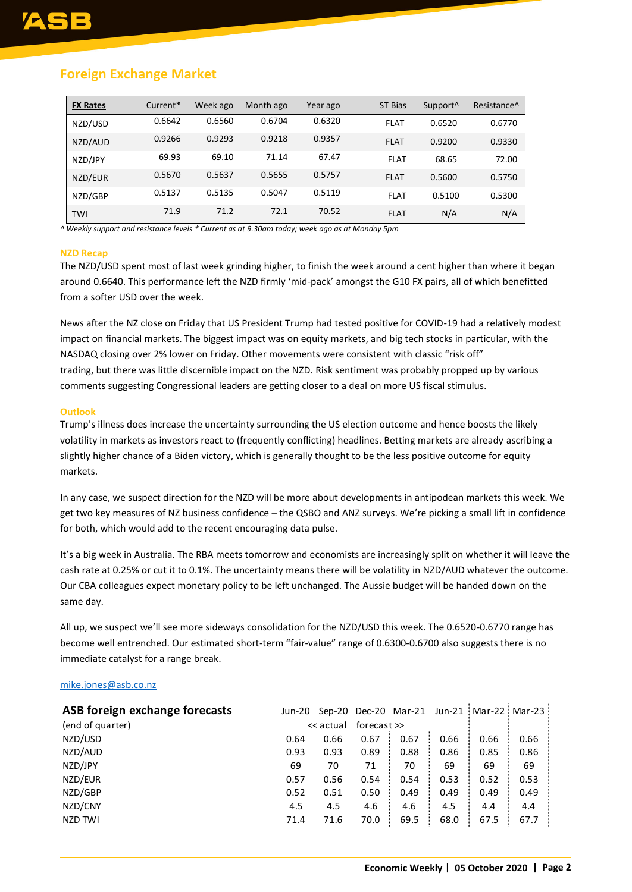## Foreign Exchange Market

| FX Rates | Current* | Week ago | Month ago | Year ago | ST Bias | Support^ | Resistance^ |
|---|---|---|---|---|---|---|---|
| NZD/USD | 0.6642 | 0.6560 | 0.6704 | 0.6320 | FLAT | 0.6520 | 0.6770 |
| NZD/AUD | 0.9266 | 0.9293 | 0.9218 | 0.9357 | FLAT | 0.9200 | 0.9330 |
| NZD/JPY | 69.93 | 69.10 | 71.14 | 67.47 | FLAT | 68.65 | 72.00 |
| NZD/EUR | 0.5670 | 0.5637 | 0.5655 | 0.5757 | FLAT | 0.5600 | 0.5750 |
| NZD/GBP | 0.5137 | 0.5135 | 0.5047 | 0.5119 | FLAT | 0.5100 | 0.5300 |
| TWI | 71.9 | 71.2 | 72.1 | 70.52 | FLAT | N/A | N/A |

*^ Weekly support and resistance levels * Current as at 9.30am today; week ago as at Monday 5pm*

### NZD Recap

The NZD/USD spent most of last week grinding higher, to finish the week around a cent higher than where it began around 0.6640. This performance left the NZD firmly 'mid-pack' amongst the G10 FX pairs, all of which benefitted from a softer USD over the week.

News after the NZ close on Friday that US President Trump had tested positive for COVID-19 had a relatively modest impact on financial markets. The biggest impact was on equity markets, and big tech stocks in particular, with the NASDAQ closing over 2% lower on Friday. Other movements were consistent with classic "risk off" trading, but there was little discernible impact on the NZD. Risk sentiment was probably propped up by various comments suggesting Congressional leaders are getting closer to a deal on more US fiscal stimulus.

### Outlook

Trump's illness does increase the uncertainty surrounding the US election outcome and hence boosts the likely volatility in markets as investors react to (frequently conflicting) headlines. Betting markets are already ascribing a slightly higher chance of a Biden victory, which is generally thought to be the less positive outcome for equity markets.

In any case, we suspect direction for the NZD will be more about developments in antipodean markets this week. We get two key measures of NZ business confidence – the QSBO and ANZ surveys. We're picking a small lift in confidence for both, which would add to the recent encouraging data pulse.

It's a big week in Australia. The RBA meets tomorrow and economists are increasingly split on whether it will leave the cash rate at 0.25% or cut it to 0.1%. The uncertainty means there will be volatility in NZD/AUD whatever the outcome. Our CBA colleagues expect monetary policy to be left unchanged. The Aussie budget will be handed down on the same day.

All up, we suspect we'll see more sideways consolidation for the NZD/USD this week. The 0.6520-0.6770 range has become well entrenched. Our estimated short-term "fair-value" range of 0.6300-0.6700 also suggests there is no immediate catalyst for a range break.

mike.jones@asb.co.nz

**ASB foreign exchange forecasts**

| (end of quarter) | Jun-20 | Sep-20 | Dec-20 | Mar-21 | Jun-21 | Mar-22 | Mar-23 |
|---|---|---|---|---|---|---|---|
| | << actual | | forecast >> | | | | |
| NZD/USD | 0.64 | 0.66 | 0.67 | 0.67 | 0.66 | 0.66 | 0.66 |
| NZD/AUD | 0.93 | 0.93 | 0.89 | 0.88 | 0.86 | 0.85 | 0.86 |
| NZD/JPY | 69 | 70 | 71 | 70 | 69 | 69 | 69 |
| NZD/EUR | 0.57 | 0.56 | 0.54 | 0.54 | 0.53 | 0.52 | 0.53 |
| NZD/GBP | 0.52 | 0.51 | 0.50 | 0.49 | 0.49 | 0.49 | 0.49 |
| NZD/CNY | 4.5 | 4.5 | 4.6 | 4.6 | 4.5 | 4.4 | 4.4 |
| NZD TWI | 71.4 | 71.6 | 70.0 | 69.5 | 68.0 | 67.5 | 67.7 |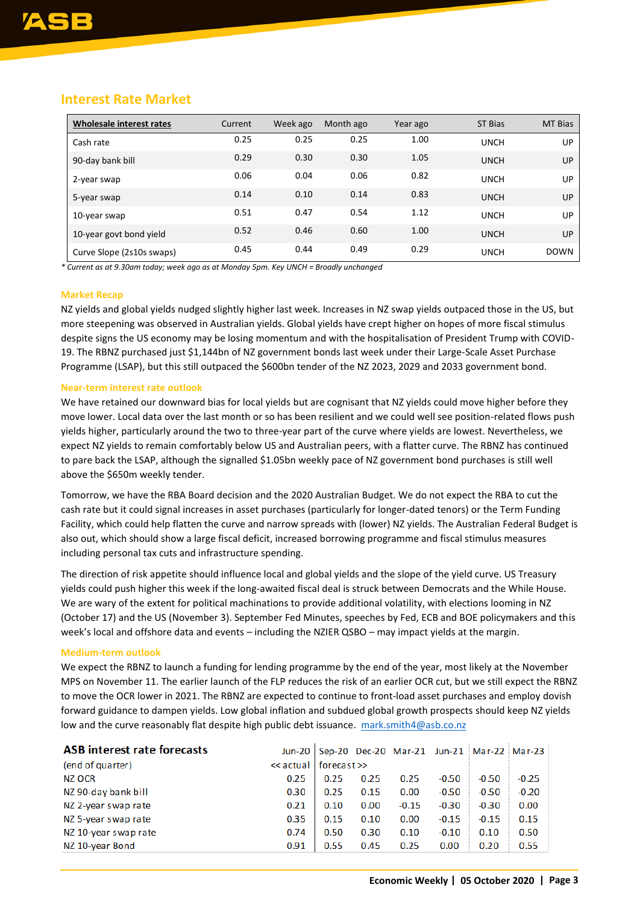## Interest Rate Market

| Wholesale interest rates | Current | Week ago | Month ago | Year ago | ST Bias | MT Bias |
|---|---|---|---|---|---|---|
| Cash rate | 0.25 | 0.25 | 0.25 | 1.00 | UNCH | UP |
| 90-day bank bill | 0.29 | 0.30 | 0.30 | 1.05 | UNCH | UP |
| 2-year swap | 0.06 | 0.04 | 0.06 | 0.82 | UNCH | UP |
| 5-year swap | 0.14 | 0.10 | 0.14 | 0.83 | UNCH | UP |
| 10-year swap | 0.51 | 0.47 | 0.54 | 1.12 | UNCH | UP |
| 10-year govt bond yield | 0.52 | 0.46 | 0.60 | 1.00 | UNCH | UP |
| Curve Slope (2s10s swaps) | 0.45 | 0.44 | 0.49 | 0.29 | UNCH | DOWN |

*\* Current as at 9.30am today; week ago as at Monday 5pm. Key UNCH = Broadly unchanged*

### Market Recap

NZ yields and global yields nudged slightly higher last week. Increases in NZ swap yields outpaced those in the US, but more steepening was observed in Australian yields. Global yields have crept higher on hopes of more fiscal stimulus despite signs the US economy may be losing momentum and with the hospitalisation of President Trump with COVID-19. The RBNZ purchased just $1,144bn of NZ government bonds last week under their Large-Scale Asset Purchase Programme (LSAP), but this still outpaced the $600bn tender of the NZ 2023, 2029 and 2033 government bond.

### Near-term interest rate outlook

We have retained our downward bias for local yields but are cognisant that NZ yields could move higher before they move lower. Local data over the last month or so has been resilient and we could well see position-related flows push yields higher, particularly around the two to three-year part of the curve where yields are lowest. Nevertheless, we expect NZ yields to remain comfortably below US and Australian peers, with a flatter curve. The RBNZ has continued to pare back the LSAP, although the signalled $1.05bn weekly pace of NZ government bond purchases is still well above the $650m weekly tender.

Tomorrow, we have the RBA Board decision and the 2020 Australian Budget. We do not expect the RBA to cut the cash rate but it could signal increases in asset purchases (particularly for longer-dated tenors) or the Term Funding Facility, which could help flatten the curve and narrow spreads with (lower) NZ yields. The Australian Federal Budget is also out, which should show a large fiscal deficit, increased borrowing programme and fiscal stimulus measures including personal tax cuts and infrastructure spending.

The direction of risk appetite should influence local and global yields and the slope of the yield curve. US Treasury yields could push higher this week if the long-awaited fiscal deal is struck between Democrats and the While House. We are wary of the extent for political machinations to provide additional volatility, with elections looming in NZ (October 17) and the US (November 3). September Fed Minutes, speeches by Fed, ECB and BOE policymakers and this week's local and offshore data and events – including the NZIER QSBO – may impact yields at the margin.

### Medium-term outlook

We expect the RBNZ to launch a funding for lending programme by the end of the year, most likely at the November MPS on November 11. The earlier launch of the FLP reduces the risk of an earlier OCR cut, but we still expect the RBNZ to move the OCR lower in 2021. The RBNZ are expected to continue to front-load asset purchases and employ dovish forward guidance to dampen yields. Low global inflation and subdued global growth prospects should keep NZ yields low and the curve reasonably flat despite high public debt issuance. mark.smith4@asb.co.nz

| ASB interest rate forecasts | Jun-20 | Sep-20 | Dec-20 | Mar-21 | Jun-21 | Mar-22 | Mar-23 |
|---|---|---|---|---|---|---|---|
| (end of quarter) | << actual | forecast >> | | | | | |
| NZ OCR | 0.25 | 0.25 | 0.25 | 0.25 | -0.50 | -0.50 | -0.25 |
| NZ 90-day bank bill | 0.30 | 0.25 | 0.15 | 0.00 | -0.50 | -0.50 | -0.20 |
| NZ 2-year swap rate | 0.21 | 0.10 | 0.00 | -0.15 | -0.30 | -0.30 | 0.00 |
| NZ 5-year swap rate | 0.35 | 0.15 | 0.10 | 0.00 | -0.15 | -0.15 | 0.15 |
| NZ 10-year swap rate | 0.74 | 0.50 | 0.30 | 0.10 | -0.10 | 0.10 | 0.50 |
| NZ 10-year Bond | 0.91 | 0.55 | 0.45 | 0.25 | 0.00 | 0.20 | 0.55 |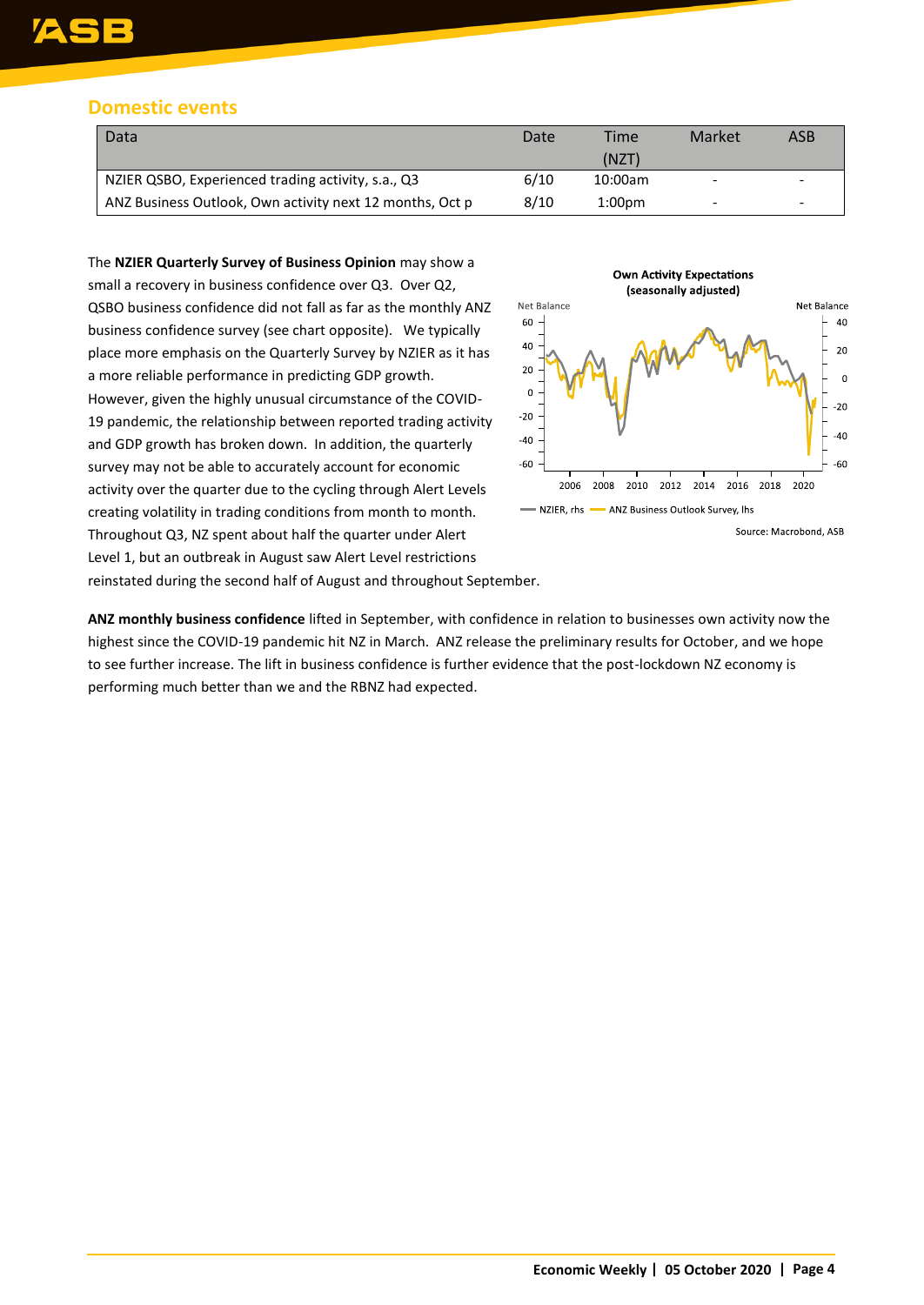## Domestic events

| Data | Date | Time (NZT) | Market | ASB |
|---|---|---|---|---|
| NZIER QSBO, Experienced trading activity, s.a., Q3 | 6/10 | 10:00am | - | - |
| ANZ Business Outlook, Own activity next 12 months, Oct p | 8/10 | 1:00pm | - | - |

The **NZIER Quarterly Survey of Business Opinion** may show a small a recovery in business confidence over Q3. Over Q2, QSBO business confidence did not fall as far as the monthly ANZ business confidence survey (see chart opposite). We typically place more emphasis on the Quarterly Survey by NZIER as it has a more reliable performance in predicting GDP growth. However, given the highly unusual circumstance of the COVID-19 pandemic, the relationship between reported trading activity and GDP growth has broken down. In addition, the quarterly survey may not be able to accurately account for economic activity over the quarter due to the cycling through Alert Levels creating volatility in trading conditions from month to month. Throughout Q3, NZ spent about half the quarter under Alert Level 1, but an outbreak in August saw Alert Level restrictions reinstated during the second half of August and throughout September.

**Own Activity Expectations (seasonally adjusted)**

Net Balance (lhs: -60 to 60; rhs: -60 to 40), 2006–2020

NZIER, rhs — ANZ Business Outlook Survey, lhs

Source: Macrobond, ASB

**ANZ monthly business confidence** lifted in September, with confidence in relation to businesses own activity now the highest since the COVID-19 pandemic hit NZ in March. ANZ release the preliminary results for October, and we hope to see further increase. The lift in business confidence is further evidence that the post-lockdown NZ economy is performing much better than we and the RBNZ had expected.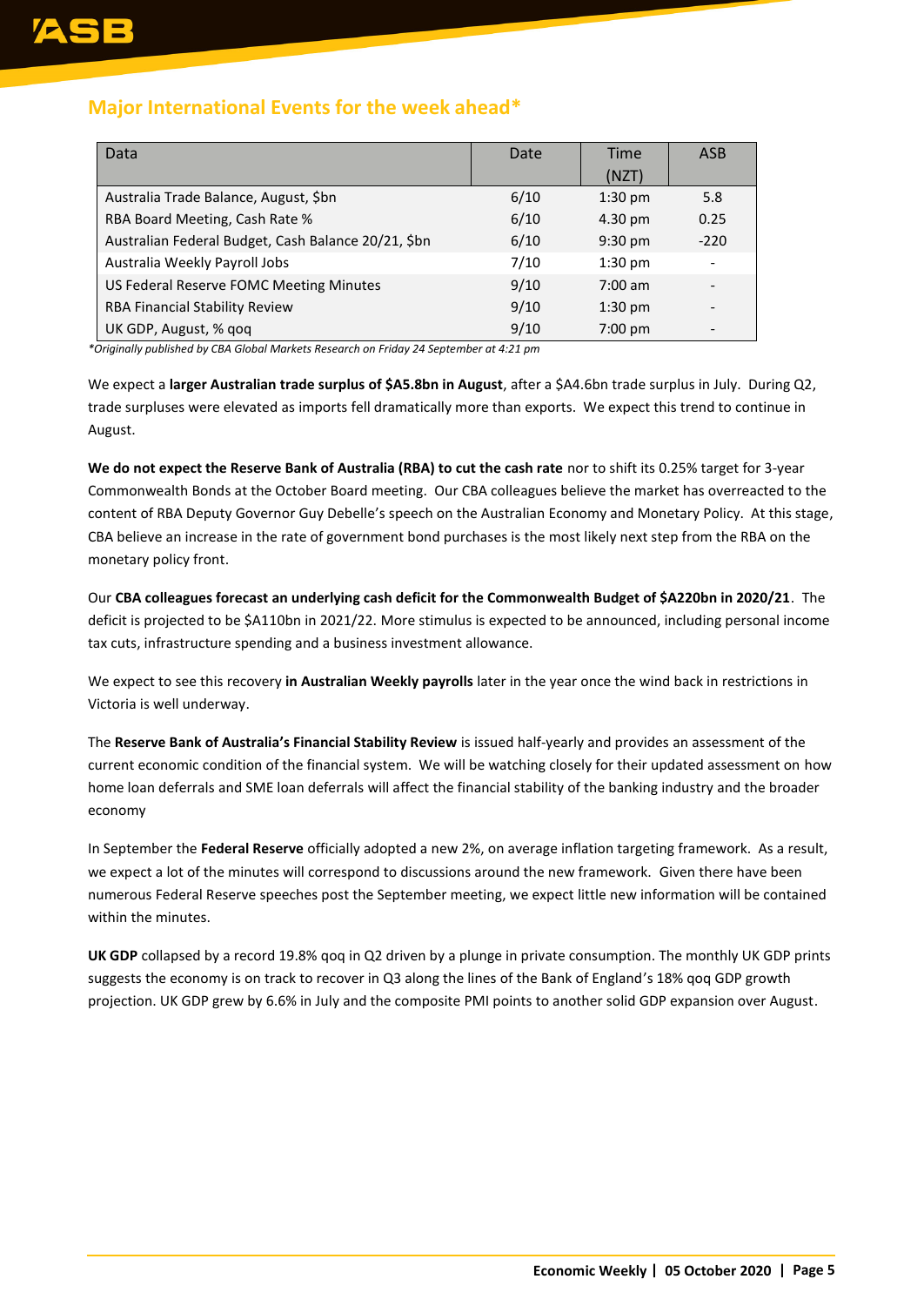## Major International Events for the week ahead*

| Data | Date | Time (NZT) | ASB |
|---|---|---|---|
| Australia Trade Balance, August, $bn | 6/10 | 1:30 pm | 5.8 |
| RBA Board Meeting, Cash Rate % | 6/10 | 4.30 pm | 0.25 |
| Australian Federal Budget, Cash Balance 20/21, $bn | 6/10 | 9:30 pm | -220 |
| Australia Weekly Payroll Jobs | 7/10 | 1:30 pm | - |
| US Federal Reserve FOMC Meeting Minutes | 9/10 | 7:00 am | - |
| RBA Financial Stability Review | 9/10 | 1:30 pm | - |
| UK GDP, August, % qoq | 9/10 | 7:00 pm | - |

*Originally published by CBA Global Markets Research on Friday 24 September at 4:21 pm*

We expect a **larger Australian trade surplus of $A5.8bn in August**, after a $A4.6bn trade surplus in July. During Q2, trade surpluses were elevated as imports fell dramatically more than exports. We expect this trend to continue in August.

**We do not expect the Reserve Bank of Australia (RBA) to cut the cash rate** nor to shift its 0.25% target for 3-year Commonwealth Bonds at the October Board meeting. Our CBA colleagues believe the market has overreacted to the content of RBA Deputy Governor Guy Debelle's speech on the Australian Economy and Monetary Policy. At this stage, CBA believe an increase in the rate of government bond purchases is the most likely next step from the RBA on the monetary policy front.

Our **CBA colleagues forecast an underlying cash deficit for the Commonwealth Budget of $A220bn in 2020/21**. The deficit is projected to be $A110bn in 2021/22. More stimulus is expected to be announced, including personal income tax cuts, infrastructure spending and a business investment allowance.

We expect to see this recovery **in Australian Weekly payrolls** later in the year once the wind back in restrictions in Victoria is well underway.

The **Reserve Bank of Australia's Financial Stability Review** is issued half-yearly and provides an assessment of the current economic condition of the financial system. We will be watching closely for their updated assessment on how home loan deferrals and SME loan deferrals will affect the financial stability of the banking industry and the broader economy

In September the **Federal Reserve** officially adopted a new 2%, on average inflation targeting framework. As a result, we expect a lot of the minutes will correspond to discussions around the new framework. Given there have been numerous Federal Reserve speeches post the September meeting, we expect little new information will be contained within the minutes.

**UK GDP** collapsed by a record 19.8% qoq in Q2 driven by a plunge in private consumption. The monthly UK GDP prints suggests the economy is on track to recover in Q3 along the lines of the Bank of England's 18% qoq GDP growth projection. UK GDP grew by 6.6% in July and the composite PMI points to another solid GDP expansion over August.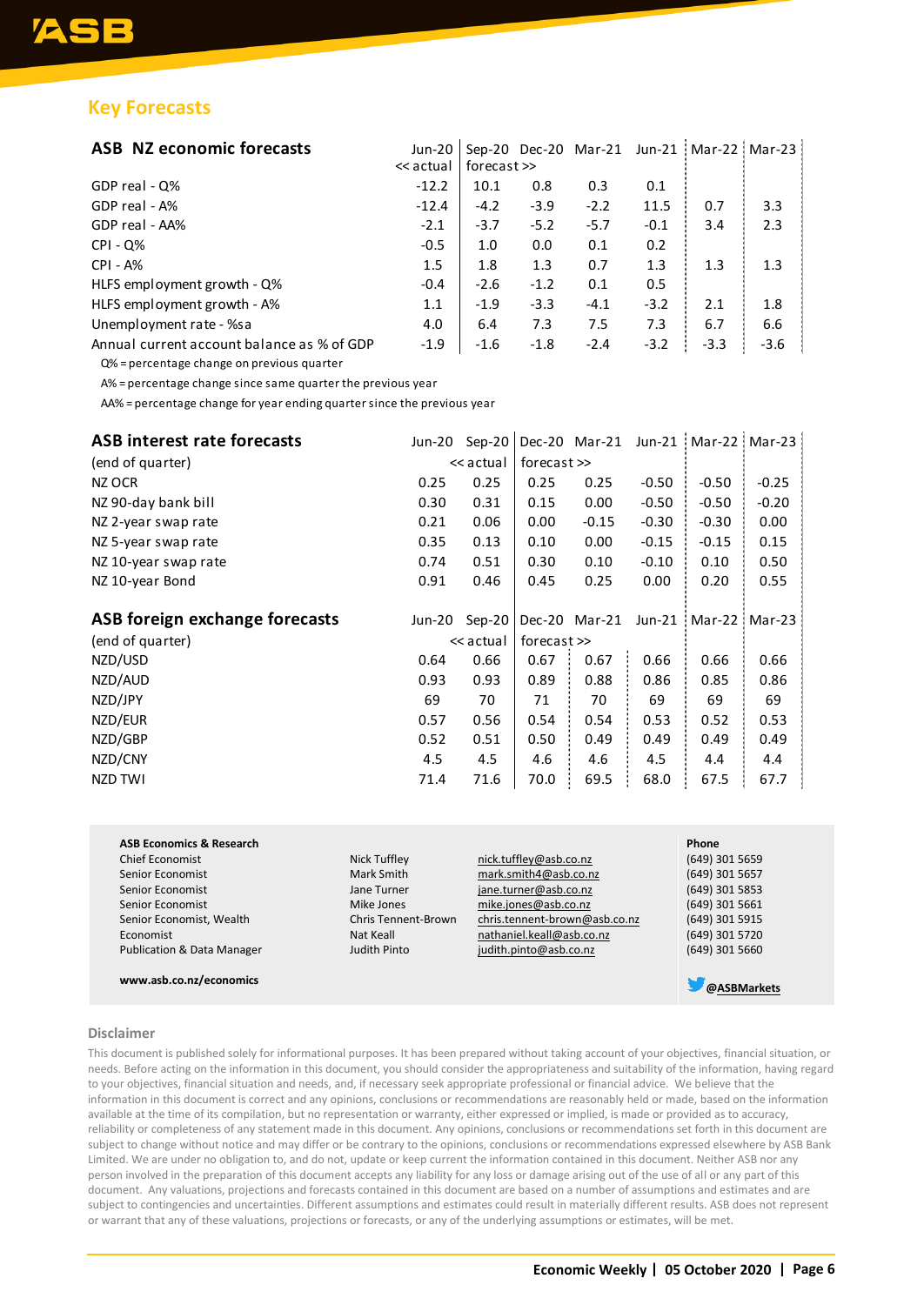## Key Forecasts

| ASB NZ economic forecasts | Jun-20 | Sep-20 | Dec-20 | Mar-21 | Jun-21 | Mar-22 | Mar-23 |
|---|---|---|---|---|---|---|---|
| | << actual | forecast >> | | | | | |
| GDP real - Q% | -12.2 | 10.1 | 0.8 | 0.3 | 0.1 | | |
| GDP real - A% | -12.4 | -4.2 | -3.9 | -2.2 | 11.5 | 0.7 | 3.3 |
| GDP real - AA% | -2.1 | -3.7 | -5.2 | -5.7 | -0.1 | 3.4 | 2.3 |
| CPI - Q% | -0.5 | 1.0 | 0.0 | 0.1 | 0.2 | | |
| CPI - A% | 1.5 | 1.8 | 1.3 | 0.7 | 1.3 | 1.3 | 1.3 |
| HLFS employment growth - Q% | -0.4 | -2.6 | -1.2 | 0.1 | 0.5 | | |
| HLFS employment growth - A% | 1.1 | -1.9 | -3.3 | -4.1 | -3.2 | 2.1 | 1.8 |
| Unemployment rate - %sa | 4.0 | 6.4 | 7.3 | 7.5 | 7.3 | 6.7 | 6.6 |
| Annual current account balance as % of GDP | -1.9 | -1.6 | -1.8 | -2.4 | -3.2 | -3.3 | -3.6 |

Q% = percentage change on previous quarter

A% = percentage change since same quarter the previous year

AA% = percentage change for year ending quarter since the previous year

| ASB interest rate forecasts | Jun-20 | Sep-20 | Dec-20 | Mar-21 | Jun-21 | Mar-22 | Mar-23 |
|---|---|---|---|---|---|---|---|
| (end of quarter) | | << actual | forecast >> | | | | |
| NZ OCR | 0.25 | 0.25 | 0.25 | 0.25 | -0.50 | -0.50 | -0.25 |
| NZ 90-day bank bill | 0.30 | 0.31 | 0.15 | 0.00 | -0.50 | -0.50 | -0.20 |
| NZ 2-year swap rate | 0.21 | 0.06 | 0.00 | -0.15 | -0.30 | -0.30 | 0.00 |
| NZ 5-year swap rate | 0.35 | 0.13 | 0.10 | 0.00 | -0.15 | -0.15 | 0.15 |
| NZ 10-year swap rate | 0.74 | 0.51 | 0.30 | 0.10 | -0.10 | 0.10 | 0.50 |
| NZ 10-year Bond | 0.91 | 0.46 | 0.45 | 0.25 | 0.00 | 0.20 | 0.55 |

| ASB foreign exchange forecasts | Jun-20 | Sep-20 | Dec-20 | Mar-21 | Jun-21 | Mar-22 | Mar-23 |
|---|---|---|---|---|---|---|---|
| (end of quarter) | | << actual | forecast >> | | | | |
| NZD/USD | 0.64 | 0.66 | 0.67 | 0.67 | 0.66 | 0.66 | 0.66 |
| NZD/AUD | 0.93 | 0.93 | 0.89 | 0.88 | 0.86 | 0.85 | 0.86 |
| NZD/JPY | 69 | 70 | 71 | 70 | 69 | 69 | 69 |
| NZD/EUR | 0.57 | 0.56 | 0.54 | 0.54 | 0.53 | 0.52 | 0.53 |
| NZD/GBP | 0.52 | 0.51 | 0.50 | 0.49 | 0.49 | 0.49 | 0.49 |
| NZD/CNY | 4.5 | 4.5 | 4.6 | 4.6 | 4.5 | 4.4 | 4.4 |
| NZD TWI | 71.4 | 71.6 | 70.0 | 69.5 | 68.0 | 67.5 | 67.7 |

| ASB Economics & Research | | | Phone |
|---|---|---|---|
| Chief Economist | Nick Tuffley | nick.tuffley@asb.co.nz | (649) 301 5659 |
| Senior Economist | Mark Smith | mark.smith4@asb.co.nz | (649) 301 5657 |
| Senior Economist | Jane Turner | jane.turner@asb.co.nz | (649) 301 5853 |
| Senior Economist | Mike Jones | mike.jones@asb.co.nz | (649) 301 5661 |
| Senior Economist, Wealth | Chris Tennent-Brown | chris.tennent-brown@asb.co.nz | (649) 301 5915 |
| Economist | Nat Keall | nathaniel.keall@asb.co.nz | (649) 301 5720 |
| Publication & Data Manager | Judith Pinto | judith.pinto@asb.co.nz | (649) 301 5660 |

**www.asb.co.nz/economics**

**@ASBMarkets**

### Disclaimer

This document is published solely for informational purposes. It has been prepared without taking account of your objectives, financial situation, or needs. Before acting on the information in this document, you should consider the appropriateness and suitability of the information, having regard to your objectives, financial situation and needs, and, if necessary seek appropriate professional or financial advice. We believe that the information in this document is correct and any opinions, conclusions or recommendations are reasonably held or made, based on the information available at the time of its compilation, but no representation or warranty, either expressed or implied, is made or provided as to accuracy, reliability or completeness of any statement made in this document. Any opinions, conclusions or recommendations set forth in this document are subject to change without notice and may differ or be contrary to the opinions, conclusions or recommendations expressed elsewhere by ASB Bank Limited. We are under no obligation to, and do not, update or keep current the information contained in this document. Neither ASB nor any person involved in the preparation of this document accepts any liability for any loss or damage arising out of the use of all or any part of this document. Any valuations, projections and forecasts contained in this document are based on a number of assumptions and estimates and are subject to contingencies and uncertainties. Different assumptions and estimates could result in materially different results. ASB does not represent or warrant that any of these valuations, projections or forecasts, or any of the underlying assumptions or estimates, will be met.